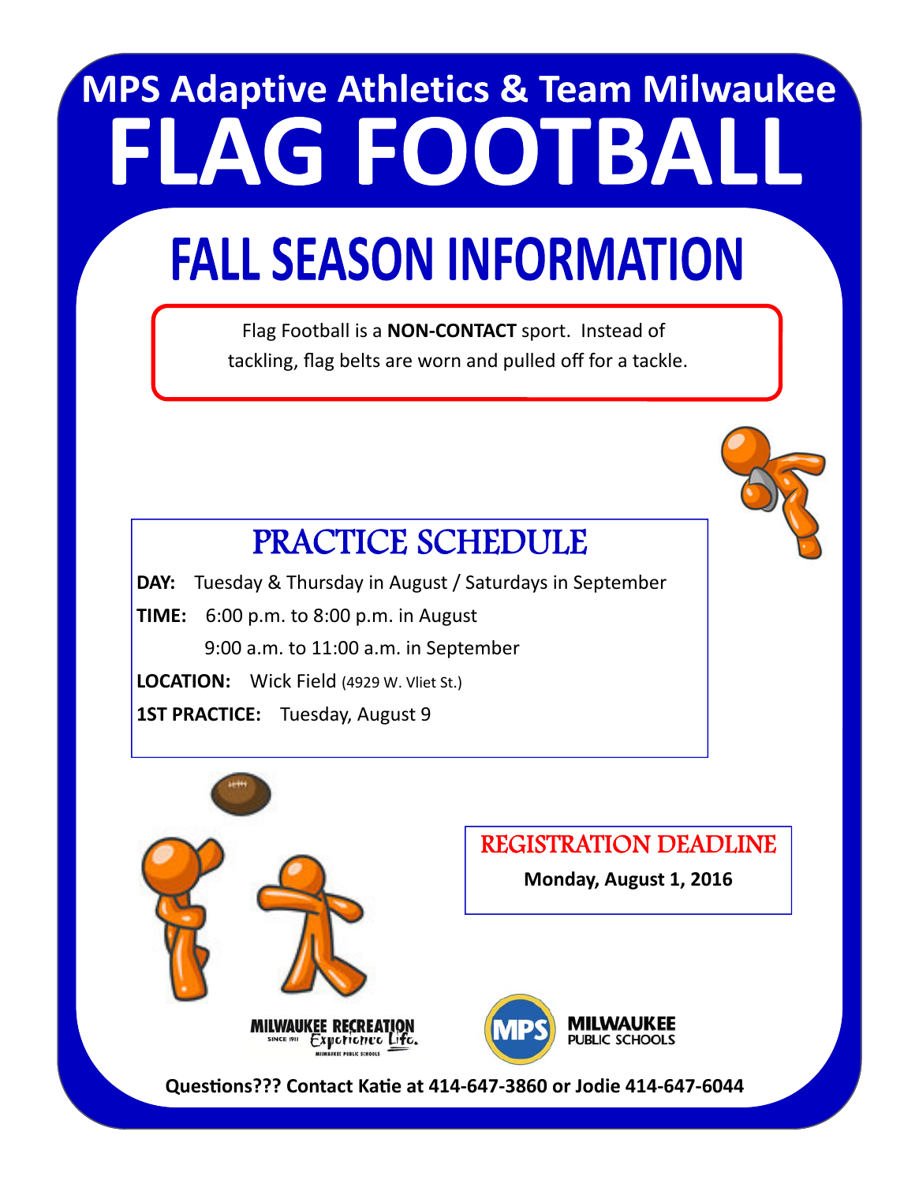# MPS Adaptive Athletics & Team Milwaukee

# FLAG FOOTBALL

## FALL SEASON INFORMATION

Flag Football is a **NON-CONTACT** sport. Instead of tackling, flag belts are worn and pulled off for a tackle.

### PRACTICE SCHEDULE

**DAY:** Tuesday & Thursday in August / Saturdays in September

**TIME:** 6:00 p.m. to 8:00 p.m. in August
9:00 a.m. to 11:00 a.m. in September

**LOCATION:** Wick Field (4929 W. Vliet St.)

**1ST PRACTICE:** Tuesday, August 9

### REGISTRATION DEADLINE

**Monday, August 1, 2016**

MILWAUKEE RECREATION Since 1911 Experience Life. Milwaukee Public Schools

MPS MILWAUKEE PUBLIC SCHOOLS

**Questions??? Contact Katie at 414-647-3860 or Jodie 414-647-6044**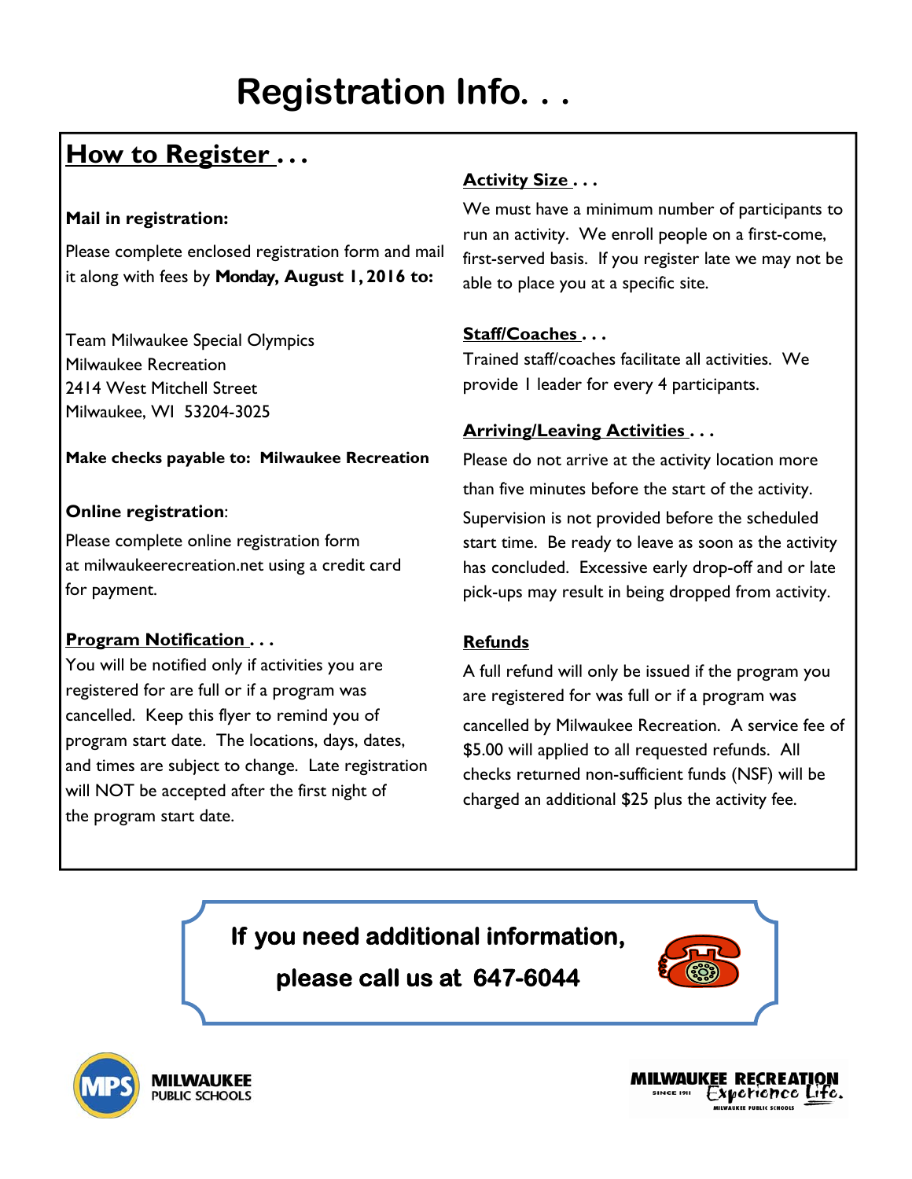# Registration Info. . .

## How to Register . . .

**Mail in registration:**

Please complete enclosed registration form and mail it along with fees by **Monday, August 1, 2016 to:**

Team Milwaukee Special Olympics
Milwaukee Recreation
2414 West Mitchell Street
Milwaukee, WI 53204-3025

**Make checks payable to: Milwaukee Recreation**

**Online registration**:

Please complete online registration form at milwaukeerecreation.net using a credit card for payment.

### Program Notification . . .

You will be notified only if activities you are registered for are full or if a program was cancelled. Keep this flyer to remind you of program start date. The locations, days, dates, and times are subject to change. Late registration will NOT be accepted after the first night of the program start date.

### Activity Size . . .

We must have a minimum number of participants to run an activity. We enroll people on a first-come, first-served basis. If you register late we may not be able to place you at a specific site.

### Staff/Coaches . . .

Trained staff/coaches facilitate all activities. We provide 1 leader for every 4 participants.

### Arriving/Leaving Activities . . .

Please do not arrive at the activity location more than five minutes before the start of the activity. Supervision is not provided before the scheduled start time. Be ready to leave as soon as the activity has concluded. Excessive early drop-off and or late pick-ups may result in being dropped from activity.

### Refunds

A full refund will only be issued if the program you are registered for was full or if a program was cancelled by Milwaukee Recreation. A service fee of $5.00 will applied to all requested refunds. All checks returned non-sufficient funds (NSF) will be charged an additional $25 plus the activity fee.

**If you need additional information, please call us at 647-6044**

MILWAUKEE PUBLIC SCHOOLS

MILWAUKEE RECREATION SINCE 1911 Experience Life. MILWAUKEE PUBLIC SCHOOLS